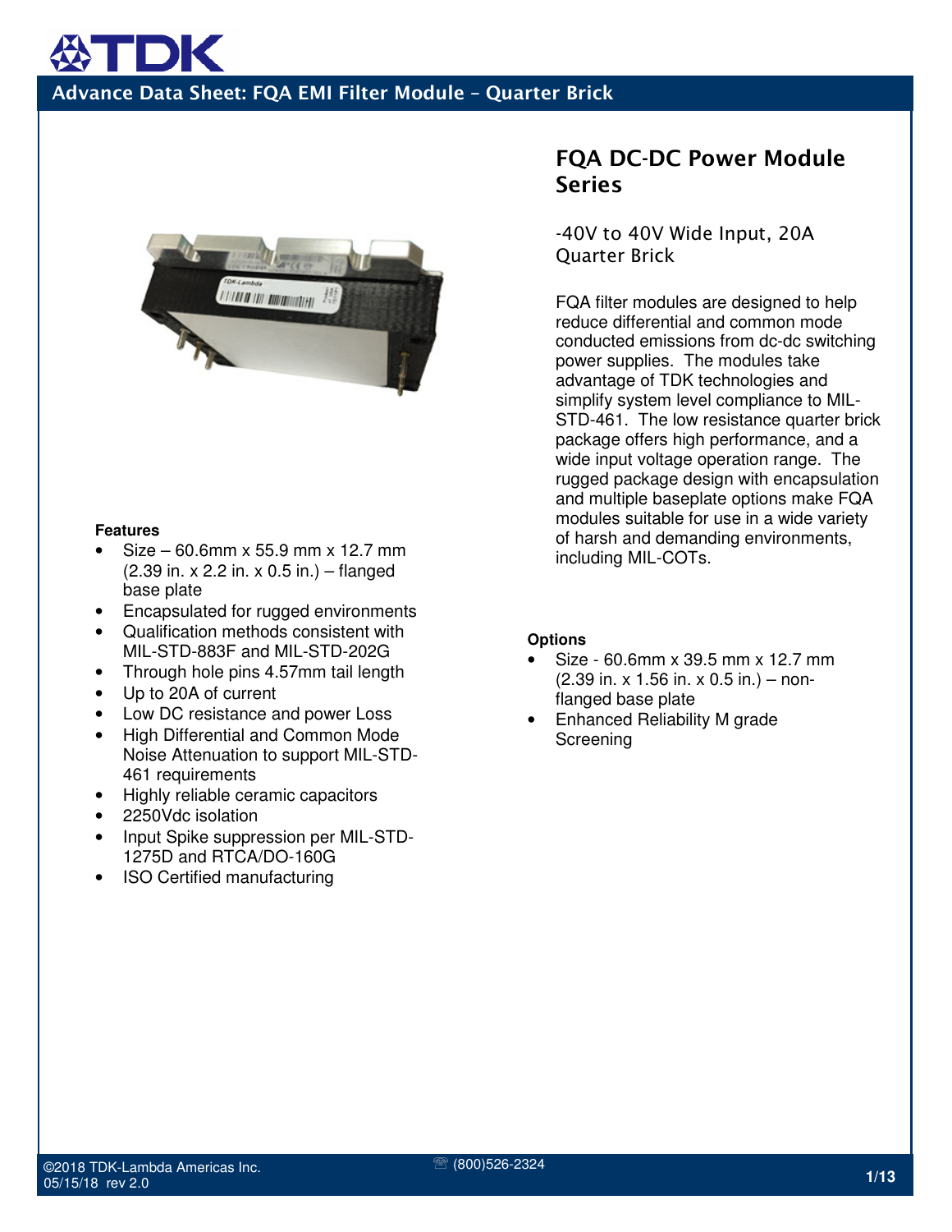# Advance Data Sheet: FQA EMI Filter Module – Quarter Brick

## FQA DC-DC Power Module Series

-40V to 40V Wide Input, 20A Quarter Brick

FQA filter modules are designed to help reduce differential and common mode conducted emissions from dc-dc switching power supplies. The modules take advantage of TDK technologies and simplify system level compliance to MIL-STD-461. The low resistance quarter brick package offers high performance, and a wide input voltage operation range. The rugged package design with encapsulation and multiple baseplate options make FQA modules suitable for use in a wide variety of harsh and demanding environments, including MIL-COTs.

**Features**

- Size – 60.6mm x 55.9 mm x 12.7 mm (2.39 in. x 2.2 in. x 0.5 in.) – flanged base plate
- Encapsulated for rugged environments
- Qualification methods consistent with MIL-STD-883F and MIL-STD-202G
- Through hole pins 4.57mm tail length
- Up to 20A of current
- Low DC resistance and power Loss
- High Differential and Common Mode Noise Attenuation to support MIL-STD-461 requirements
- Highly reliable ceramic capacitors
- 2250Vdc isolation
- Input Spike suppression per MIL-STD-1275D and RTCA/DO-160G
- ISO Certified manufacturing

**Options**

- Size - 60.6mm x 39.5 mm x 12.7 mm (2.39 in. x 1.56 in. x 0.5 in.) – non-flanged base plate
- Enhanced Reliability M grade Screening

©2018 TDK-Lambda Americas Inc.
05/15/18 rev 2.0
(800)526-2324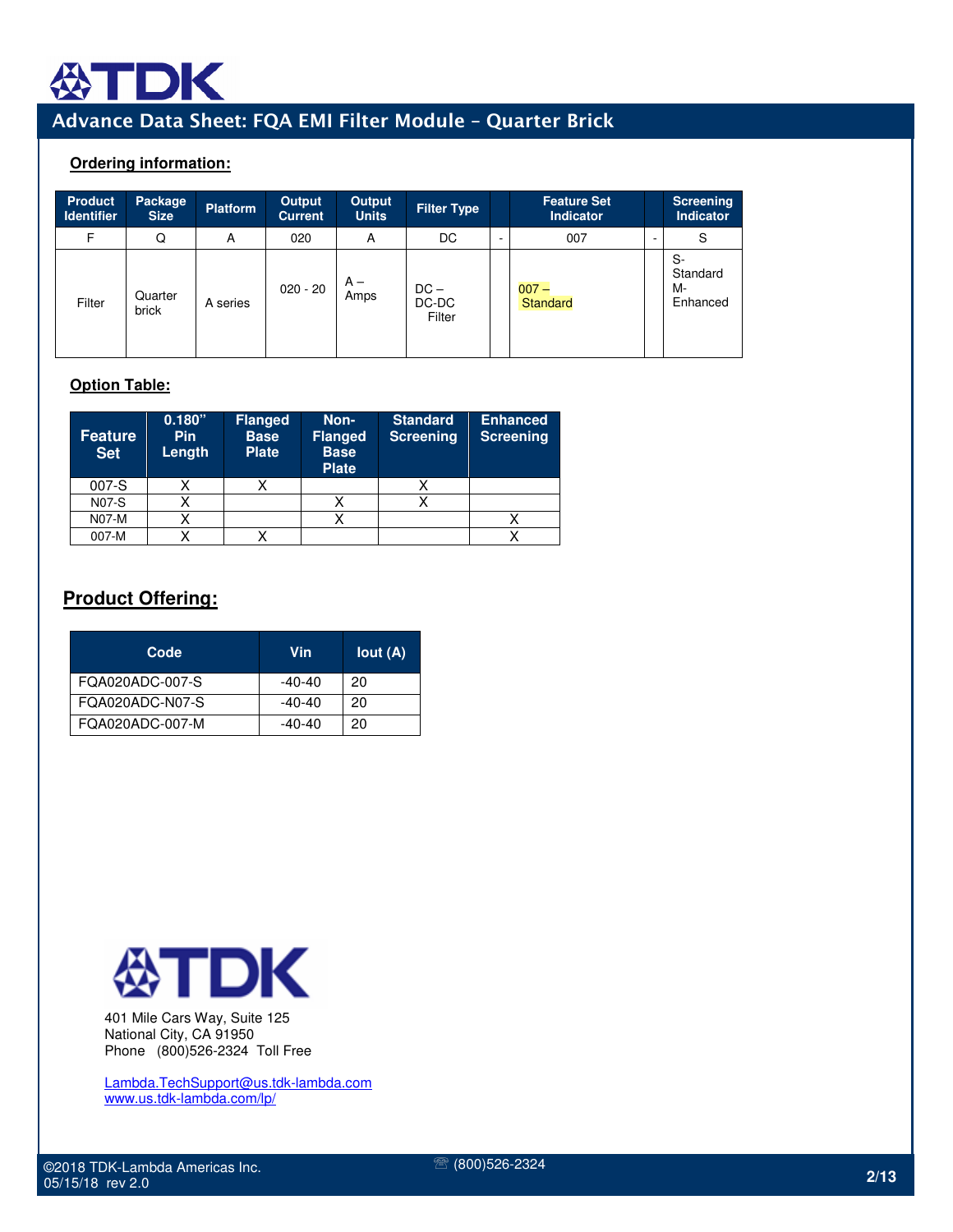## Ordering information:

| Product Identifier | Package Size | Platform | Output Current | Output Units | Filter Type | | Feature Set Indicator | | Screening Indicator |
|---|---|---|---|---|---|---|---|---|---|
| F | Q | A | 020 | A | DC | - | 007 | - | S |
| Filter | Quarter brick | A series | 020 - 20 | A – Amps | DC – DC-DC Filter | | 007 – Standard | | S- Standard M- Enhanced |

## Option Table:

| Feature Set | 0.180" Pin Length | Flanged Base Plate | Non-Flanged Base Plate | Standard Screening | Enhanced Screening |
|---|---|---|---|---|---|
| 007-S | X | X | | X | |
| N07-S | X | | X | X | |
| N07-M | X | | X | | X |
| 007-M | X | X | | | X |

## Product Offering:

| Code | Vin | Iout (A) |
|---|---|---|
| FQA020ADC-007-S | -40-40 | 20 |
| FQA020ADC-N07-S | -40-40 | 20 |
| FQA020ADC-007-M | -40-40 | 20 |

TDK

401 Mile Cars Way, Suite 125
National City, CA 91950
Phone (800)526-2324 Toll Free

Lambda.TechSupport@us.tdk-lambda.com
www.us.tdk-lambda.com/lp/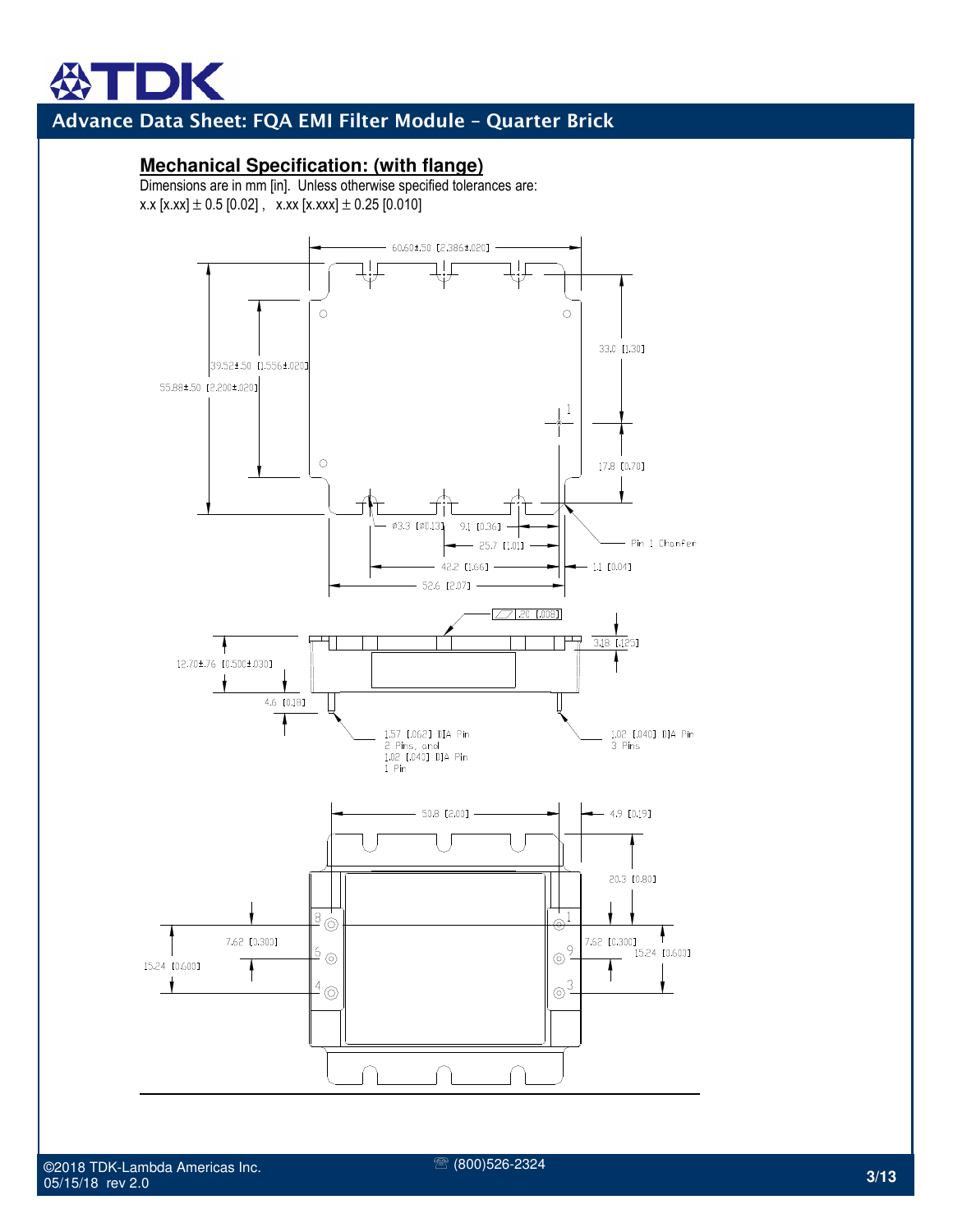## Mechanical Specification: (with flange)

Dimensions are in mm [in]. Unless otherwise specified tolerances are:
x.x [x.xx] ± 0.5 [0.02] ,  x.xx [x.xxx] ± 0.25 [0.010]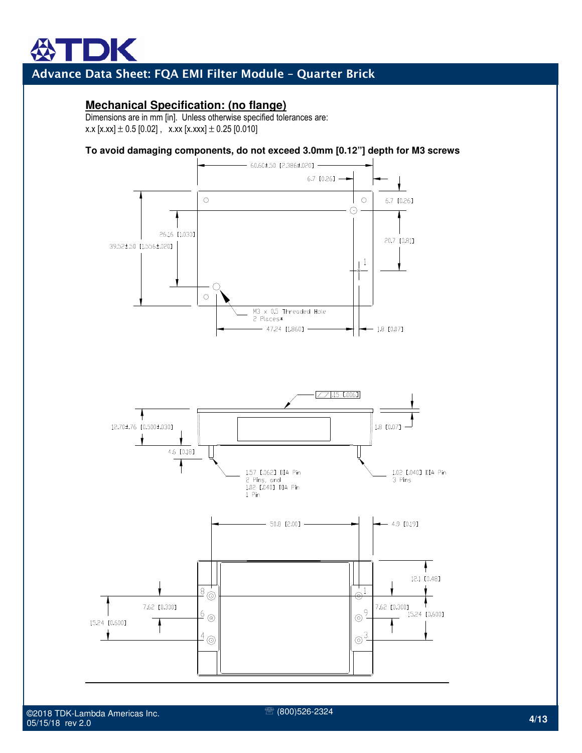## Mechanical Specification: (no flange)

Dimensions are in mm [in]. Unless otherwise specified tolerances are:
x.x [x.xx] ± 0.5 [0.02] , x.xx [x.xxx] ± 0.25 [0.010]

**To avoid damaging components, do not exceed 3.0mm [0.12"] depth for M3 screws**

60.60±.50 [2.386±.020]
6.7 [0.26]
6.7 [0.26]
26.16 [1.030]
39.52±.50 [1.556±.020]
20.7 [0.81]
1
M3 x 0.5 Threaded Hole
2 Places*
47.24 [1.860]
1.8 [0.07]

.15 [.006]
12.70±.76 [0.500±.030]
1.8 [0.07]
4.6 [0.18]
1.57 [.062] DIA Pin
2 Pins, and
1.02 [.040] DIA Pin
1 Pin
1.02 [.040] DIA Pin
3 Pins

50.8 [2.00]
4.9 [0.19]
12.1 [0.48]
8
1
7.62 [0.300]
7.62 [0.300]
6
9
15.24 [0.600]
15.24 [0.600]
4
3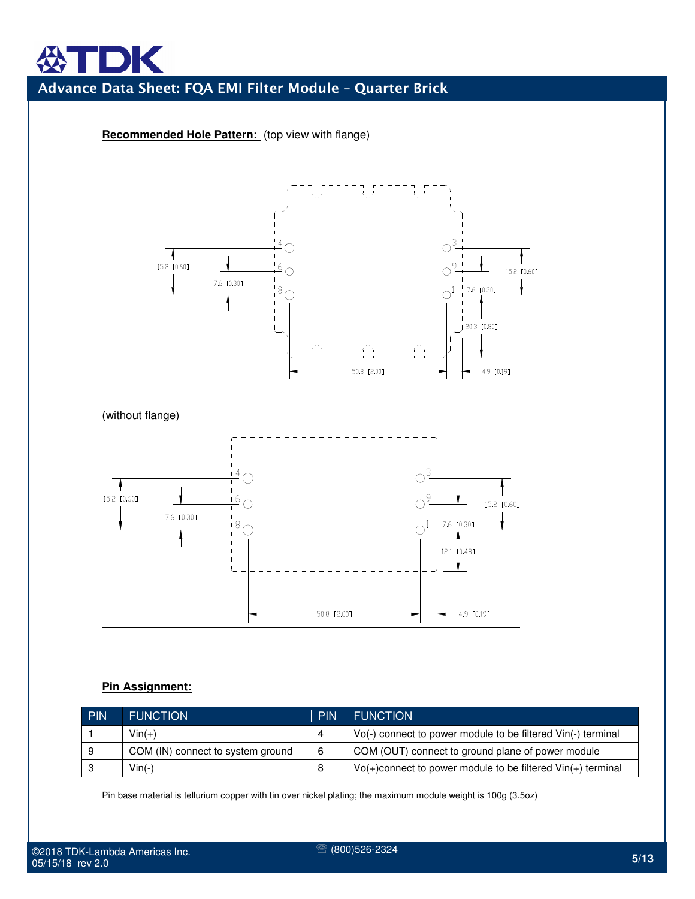**Recommended Hole Pattern:** (top view with flange)

(without flange)

**Pin Assignment:**

| PIN | FUNCTION | PIN | FUNCTION |
|---|---|---|---|
| 1 | Vin(+) | 4 | Vo(-) connect to power module to be filtered Vin(-) terminal |
| 9 | COM (IN) connect to system ground | 6 | COM (OUT) connect to ground plane of power module |
| 3 | Vin(-) | 8 | Vo(+)connect to power module to be filtered Vin(+) terminal |

Pin base material is tellurium copper with tin over nickel plating; the maximum module weight is 100g (3.5oz)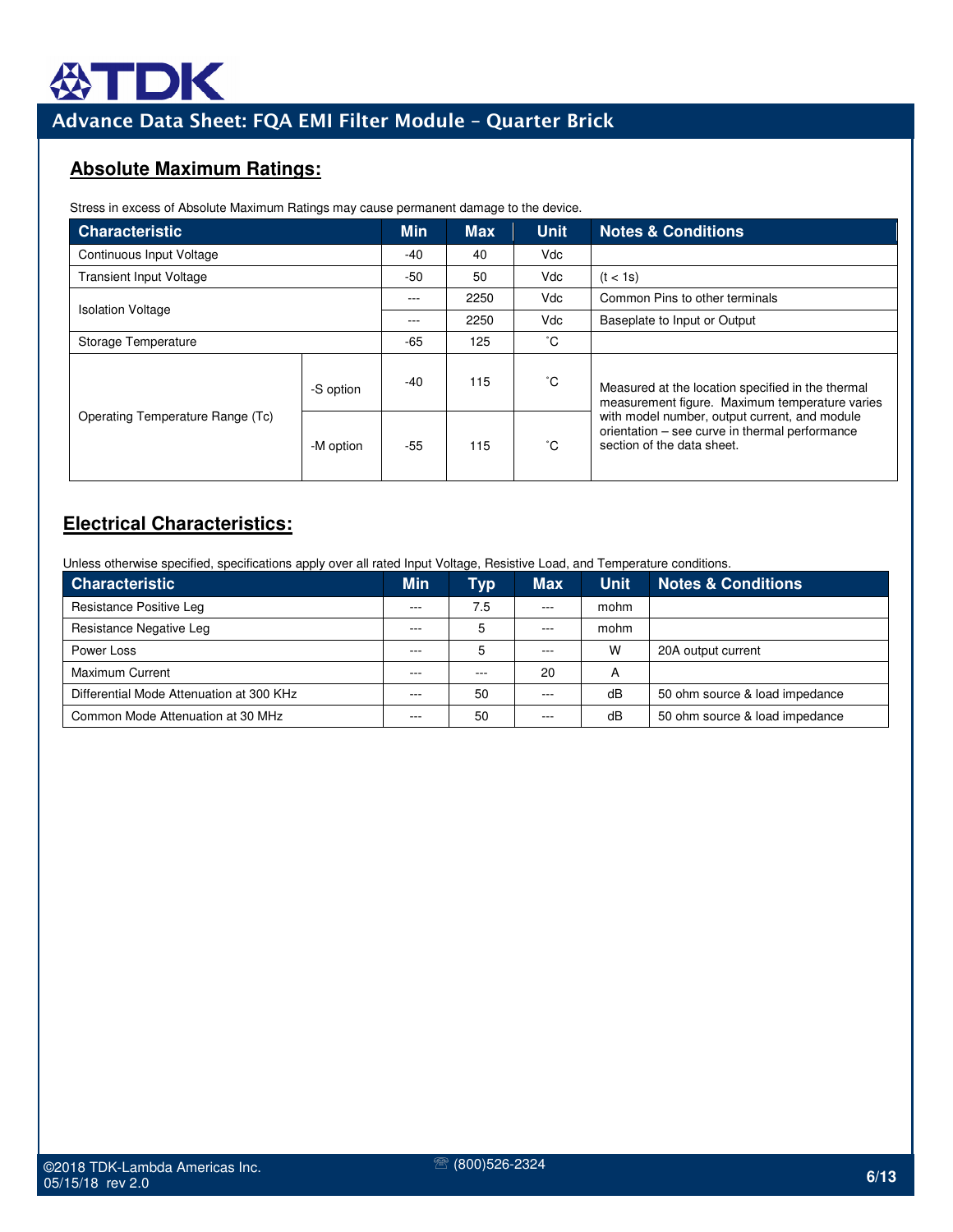## Absolute Maximum Ratings:

Stress in excess of Absolute Maximum Ratings may cause permanent damage to the device.

| Characteristic | | Min | Max | Unit | Notes & Conditions |
|---|---|---|---|---|---|
| Continuous Input Voltage | | -40 | 40 | Vdc | |
| Transient Input Voltage | | -50 | 50 | Vdc | (t < 1s) |
| Isolation Voltage | | --- | 2250 | Vdc | Common Pins to other terminals |
| | | --- | 2250 | Vdc | Baseplate to Input or Output |
| Storage Temperature | | -65 | 125 | ˚C | |
| Operating Temperature Range (Tc) | -S option | -40 | 115 | ˚C | Measured at the location specified in the thermal measurement figure. Maximum temperature varies with model number, output current, and module orientation – see curve in thermal performance section of the data sheet. |
| | -M option | -55 | 115 | ˚C | |

## Electrical Characteristics:

Unless otherwise specified, specifications apply over all rated Input Voltage, Resistive Load, and Temperature conditions.

| Characteristic | Min | Typ | Max | Unit | Notes & Conditions |
|---|---|---|---|---|---|
| Resistance Positive Leg | --- | 7.5 | --- | mohm | |
| Resistance Negative Leg | --- | 5 | --- | mohm | |
| Power Loss | --- | 5 | --- | W | 20A output current |
| Maximum Current | --- | --- | 20 | A | |
| Differential Mode Attenuation at 300 KHz | --- | 50 | --- | dB | 50 ohm source & load impedance |
| Common Mode Attenuation at 30 MHz | --- | 50 | --- | dB | 50 ohm source & load impedance |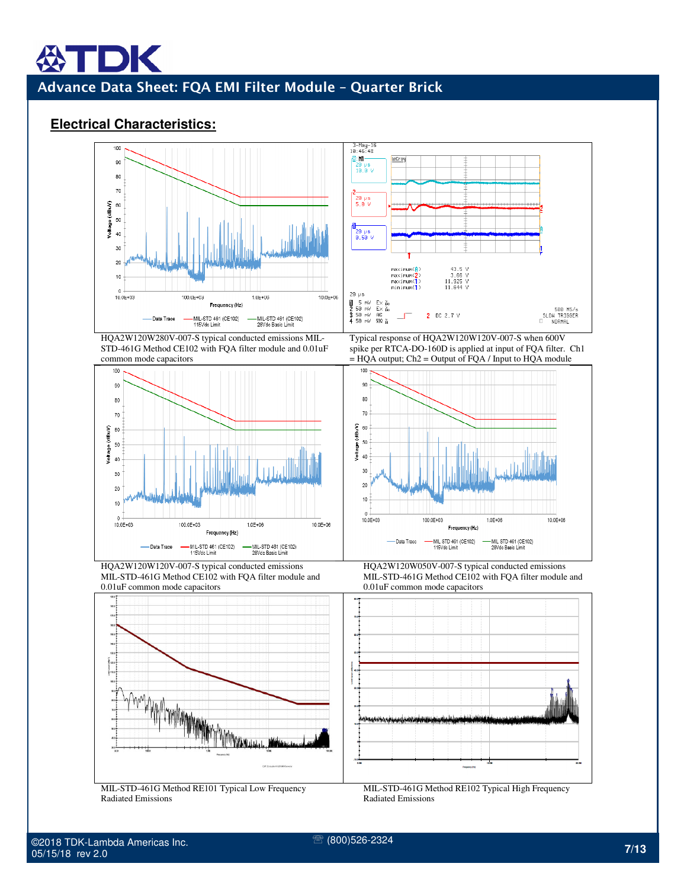## Electrical Characteristics:

HQA2W120W280V-007-S typical conducted emissions MIL-STD-461G Method CE102 with FQA filter module and 0.01uF common mode capacitors

Typical response of HQA2W120W120V-007-S when 600V spike per RTCA-DO-160D is applied at input of FQA filter. Ch1 = HQA output; Ch2 = Output of FQA / Input to HQA module

HQA2W120W120V-007-S typical conducted emissions MIL-STD-461G Method CE102 with FQA filter module and 0.01uF common mode capacitors

HQA2W120W050V-007-S typical conducted emissions MIL-STD-461G Method CE102 with FQA filter module and 0.01uF common mode capacitors

MIL-STD-461G Method RE101 Typical Low Frequency Radiated Emissions

MIL-STD-461G Method RE102 Typical High Frequency Radiated Emissions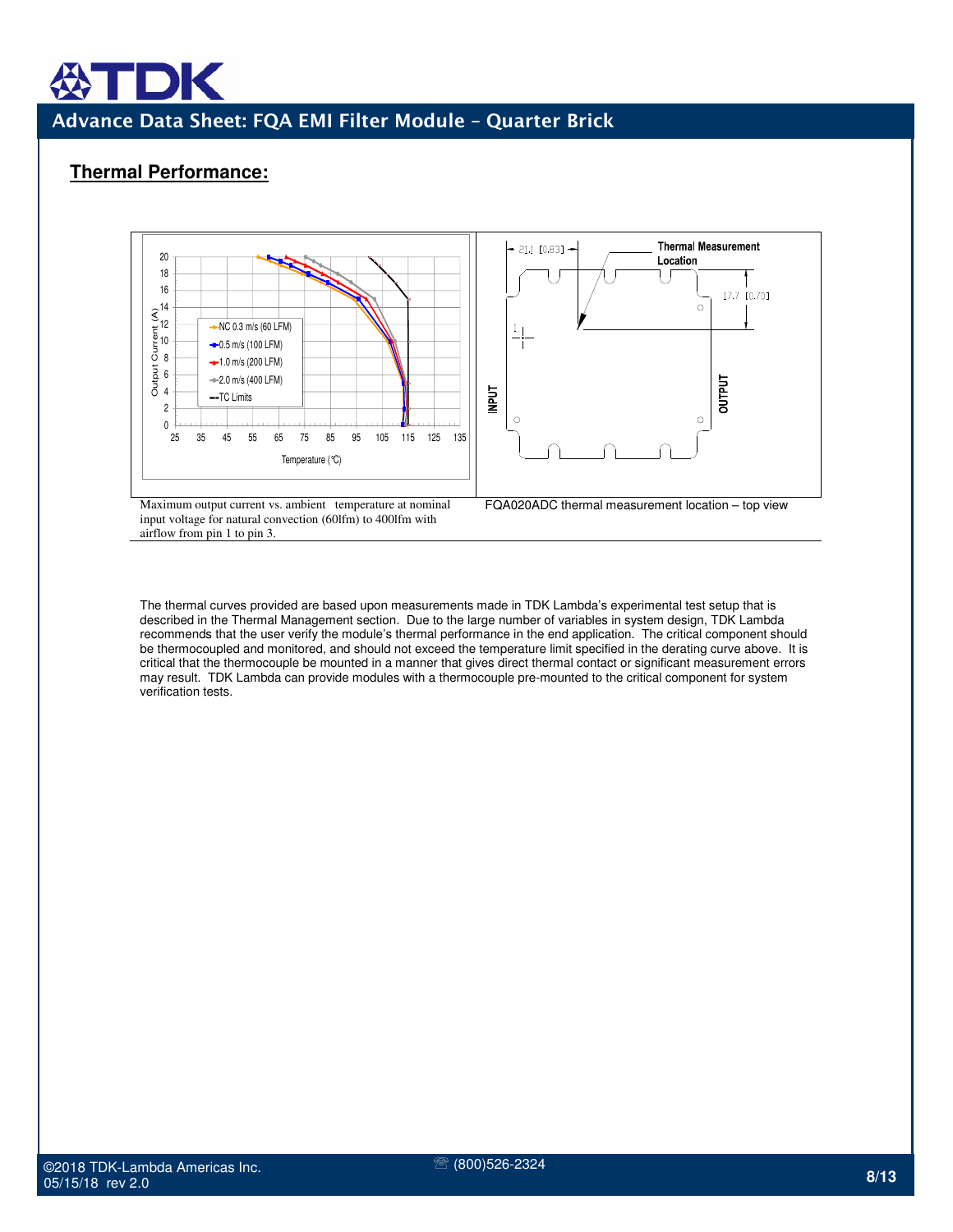## Thermal Performance:

Maximum output current vs. ambient temperature at nominal input voltage for natural convection (60lfm) to 400lfm with airflow from pin 1 to pin 3.

FQA020ADC thermal measurement location – top view

The thermal curves provided are based upon measurements made in TDK Lambda's experimental test setup that is described in the Thermal Management section. Due to the large number of variables in system design, TDK Lambda recommends that the user verify the module's thermal performance in the end application. The critical component should be thermocoupled and monitored, and should not exceed the temperature limit specified in the derating curve above. It is critical that the thermocouple be mounted in a manner that gives direct thermal contact or significant measurement errors may result. TDK Lambda can provide modules with a thermocouple pre-mounted to the critical component for system verification tests.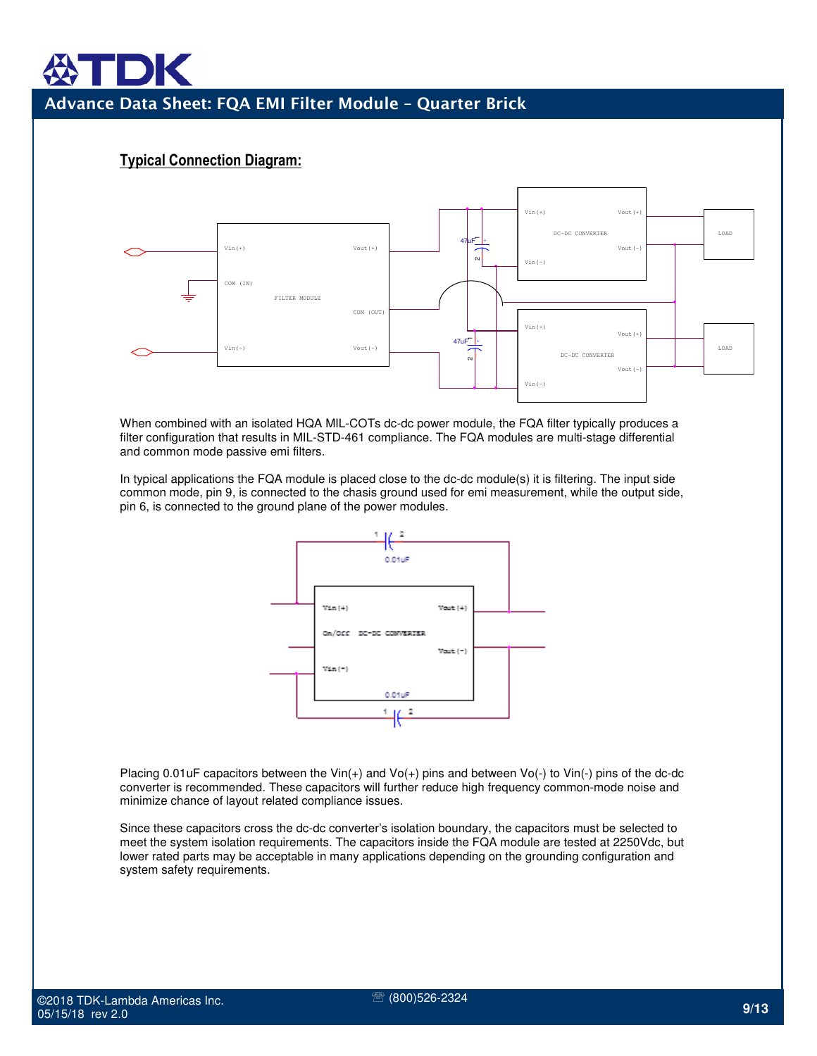## Typical Connection Diagram:

When combined with an isolated HQA MIL-COTs dc-dc power module, the FQA filter typically produces a filter configuration that results in MIL-STD-461 compliance. The FQA modules are multi-stage differential and common mode passive emi filters.

In typical applications the FQA module is placed close to the dc-dc module(s) it is filtering. The input side common mode, pin 9, is connected to the chasis ground used for emi measurement, while the output side, pin 6, is connected to the ground plane of the power modules.

Placing 0.01uF capacitors between the Vin(+) and Vo(+) pins and between Vo(-) to Vin(-) pins of the dc-dc converter is recommended. These capacitors will further reduce high frequency common-mode noise and minimize chance of layout related compliance issues.

Since these capacitors cross the dc-dc converter's isolation boundary, the capacitors must be selected to meet the system isolation requirements. The capacitors inside the FQA module are tested at 2250Vdc, but lower rated parts may be acceptable in many applications depending on the grounding configuration and system safety requirements.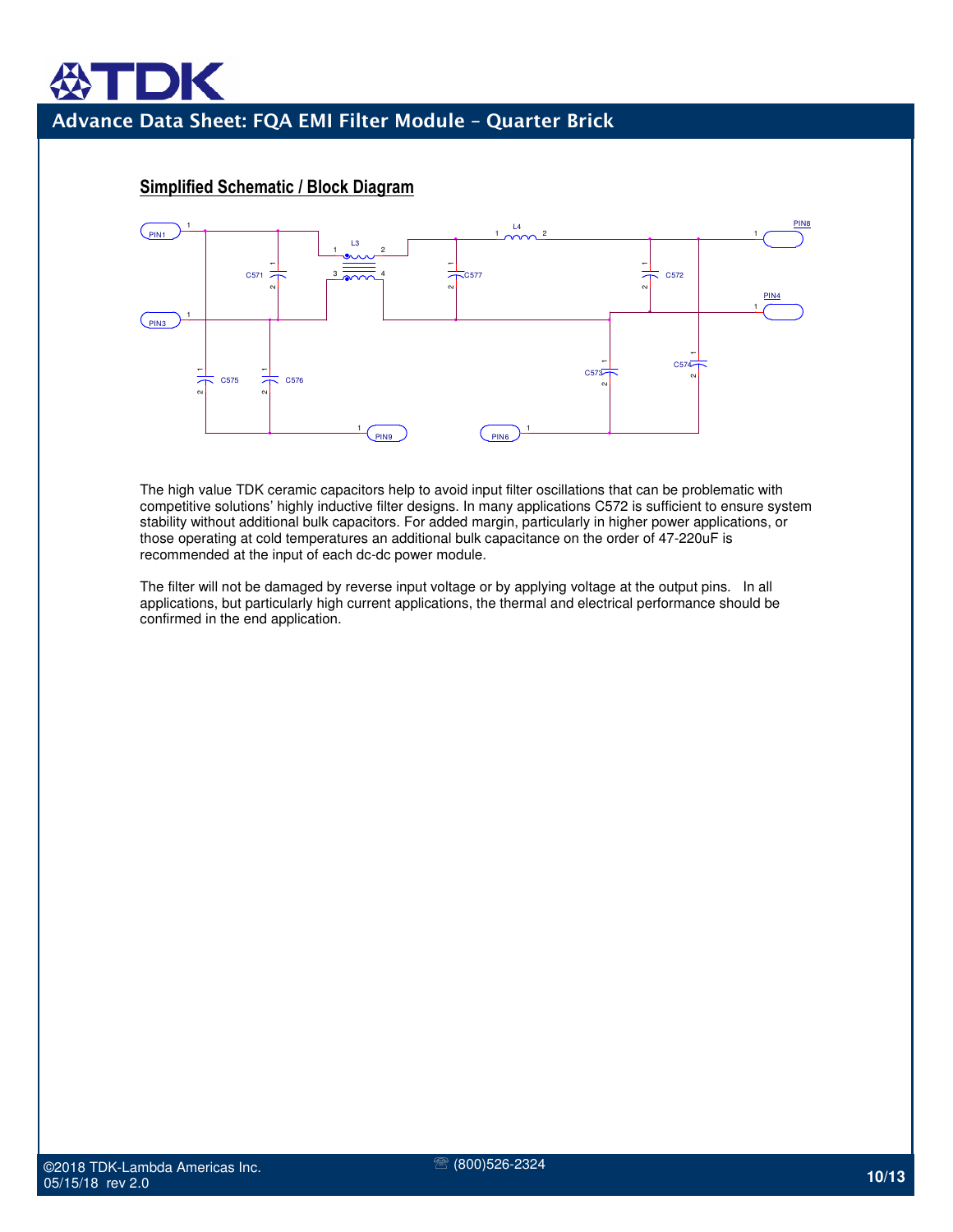## Simplified Schematic / Block Diagram

The high value TDK ceramic capacitors help to avoid input filter oscillations that can be problematic with competitive solutions' highly inductive filter designs. In many applications C572 is sufficient to ensure system stability without additional bulk capacitors. For added margin, particularly in higher power applications, or those operating at cold temperatures an additional bulk capacitance on the order of 47-220uF is recommended at the input of each dc-dc power module.

The filter will not be damaged by reverse input voltage or by applying voltage at the output pins. In all applications, but particularly high current applications, the thermal and electrical performance should be confirmed in the end application.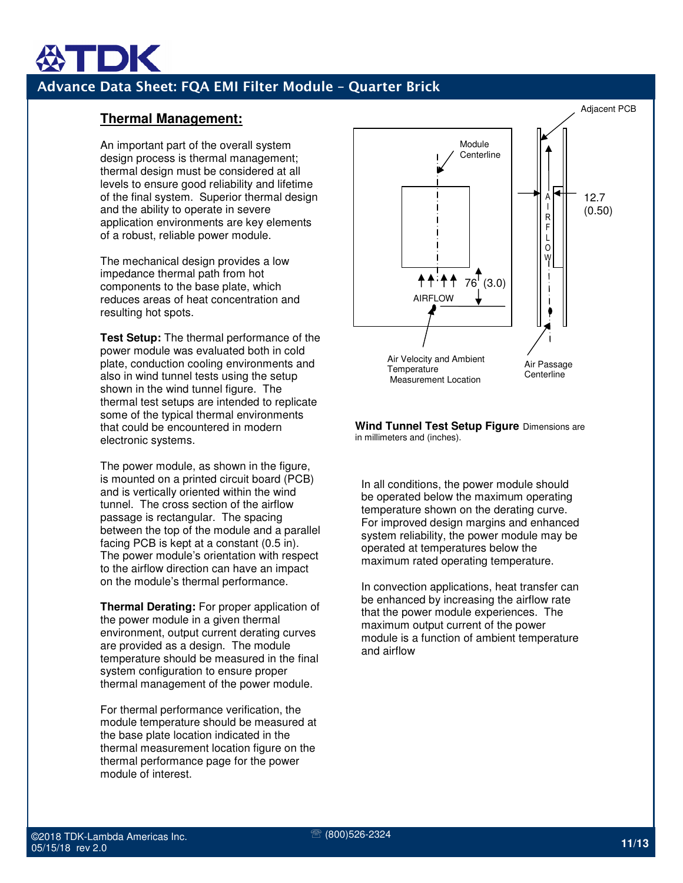## Thermal Management:

An important part of the overall system design process is thermal management; thermal design must be considered at all levels to ensure good reliability and lifetime of the final system. Superior thermal design and the ability to operate in severe application environments are key elements of a robust, reliable power module.

The mechanical design provides a low impedance thermal path from hot components to the base plate, which reduces areas of heat concentration and resulting hot spots.

**Test Setup:** The thermal performance of the power module was evaluated both in cold plate, conduction cooling environments and also in wind tunnel tests using the setup shown in the wind tunnel figure. The thermal test setups are intended to replicate some of the typical thermal environments that could be encountered in modern electronic systems.

The power module, as shown in the figure, is mounted on a printed circuit board (PCB) and is vertically oriented within the wind tunnel. The cross section of the airflow passage is rectangular. The spacing between the top of the module and a parallel facing PCB is kept at a constant (0.5 in). The power module's orientation with respect to the airflow direction can have an impact on the module's thermal performance.

**Thermal Derating:** For proper application of the power module in a given thermal environment, output current derating curves are provided as a design. The module temperature should be measured in the final system configuration to ensure proper thermal management of the power module.

For thermal performance verification, the module temperature should be measured at the base plate location indicated in the thermal measurement location figure on the thermal performance page for the power module of interest.

Adjacent PCB

Module Centerline

AIRFLOW

76 (3.0)

12.7 (0.50)

Air Velocity and Ambient Temperature Measurement Location

Air Passage Centerline

**Wind Tunnel Test Setup Figure** Dimensions are in millimeters and (inches).

In all conditions, the power module should be operated below the maximum operating temperature shown on the derating curve. For improved design margins and enhanced system reliability, the power module may be operated at temperatures below the maximum rated operating temperature.

In convection applications, heat transfer can be enhanced by increasing the airflow rate that the power module experiences. The maximum output current of the power module is a function of ambient temperature and airflow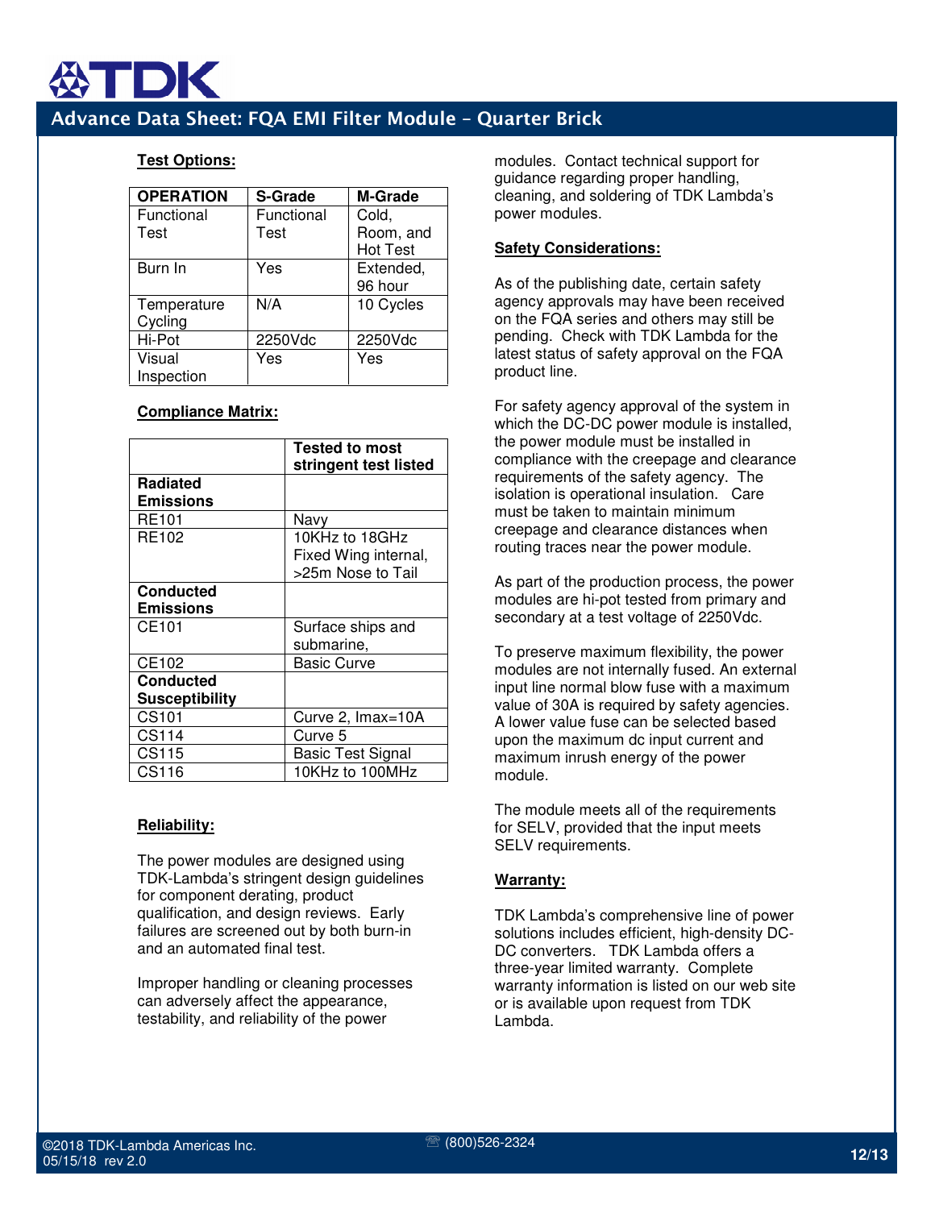### Test Options:

| OPERATION | S-Grade | M-Grade |
|---|---|---|
| Functional Test | Functional Test | Cold, Room, and Hot Test |
| Burn In | Yes | Extended, 96 hour |
| Temperature Cycling | N/A | 10 Cycles |
| Hi-Pot | 2250Vdc | 2250Vdc |
| Visual Inspection | Yes | Yes |

### Compliance Matrix:

| | Tested to most stringent test listed |
|---|---|
| **Radiated Emissions** | |
| RE101 | Navy |
| RE102 | 10KHz to 18GHz Fixed Wing internal, >25m Nose to Tail |
| **Conducted Emissions** | |
| CE101 | Surface ships and submarine, |
| CE102 | Basic Curve |
| **Conducted Susceptibility** | |
| CS101 | Curve 2, Imax=10A |
| CS114 | Curve 5 |
| CS115 | Basic Test Signal |
| CS116 | 10KHz to 100MHz |

### Reliability:

The power modules are designed using TDK-Lambda's stringent design guidelines for component derating, product qualification, and design reviews. Early failures are screened out by both burn-in and an automated final test.

Improper handling or cleaning processes can adversely affect the appearance, testability, and reliability of the power modules. Contact technical support for guidance regarding proper handling, cleaning, and soldering of TDK Lambda's power modules.

### Safety Considerations:

As of the publishing date, certain safety agency approvals may have been received on the FQA series and others may still be pending. Check with TDK Lambda for the latest status of safety approval on the FQA product line.

For safety agency approval of the system in which the DC-DC power module is installed, the power module must be installed in compliance with the creepage and clearance requirements of the safety agency. The isolation is operational insulation. Care must be taken to maintain minimum creepage and clearance distances when routing traces near the power module.

As part of the production process, the power modules are hi-pot tested from primary and secondary at a test voltage of 2250Vdc.

To preserve maximum flexibility, the power modules are not internally fused. An external input line normal blow fuse with a maximum value of 30A is required by safety agencies. A lower value fuse can be selected based upon the maximum dc input current and maximum inrush energy of the power module.

The module meets all of the requirements for SELV, provided that the input meets SELV requirements.

### Warranty:

TDK Lambda's comprehensive line of power solutions includes efficient, high-density DC-DC converters. TDK Lambda offers a three-year limited warranty. Complete warranty information is listed on our web site or is available upon request from TDK Lambda.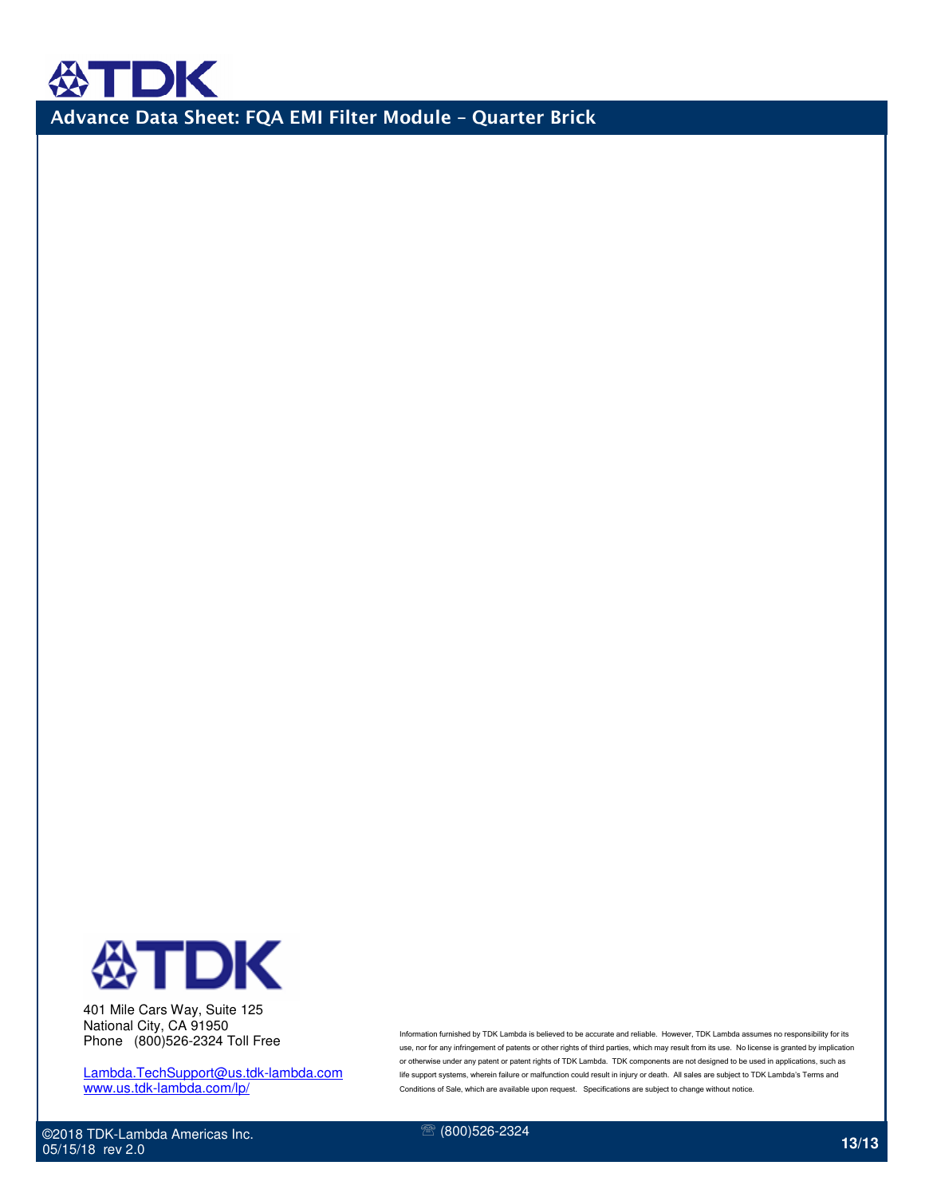401 Mile Cars Way, Suite 125
National City, CA 91950
Phone (800)526-2324 Toll Free

Lambda.TechSupport@us.tdk-lambda.com
www.us.tdk-lambda.com/lp/

Information furnished by TDK Lambda is believed to be accurate and reliable. However, TDK Lambda assumes no responsibility for its use, nor for any infringement of patents or other rights of third parties, which may result from its use. No license is granted by implication or otherwise under any patent or patent rights of TDK Lambda. TDK components are not designed to be used in applications, such as life support systems, wherein failure or malfunction could result in injury or death. All sales are subject to TDK Lambda's Terms and Conditions of Sale, which are available upon request. Specifications are subject to change without notice.